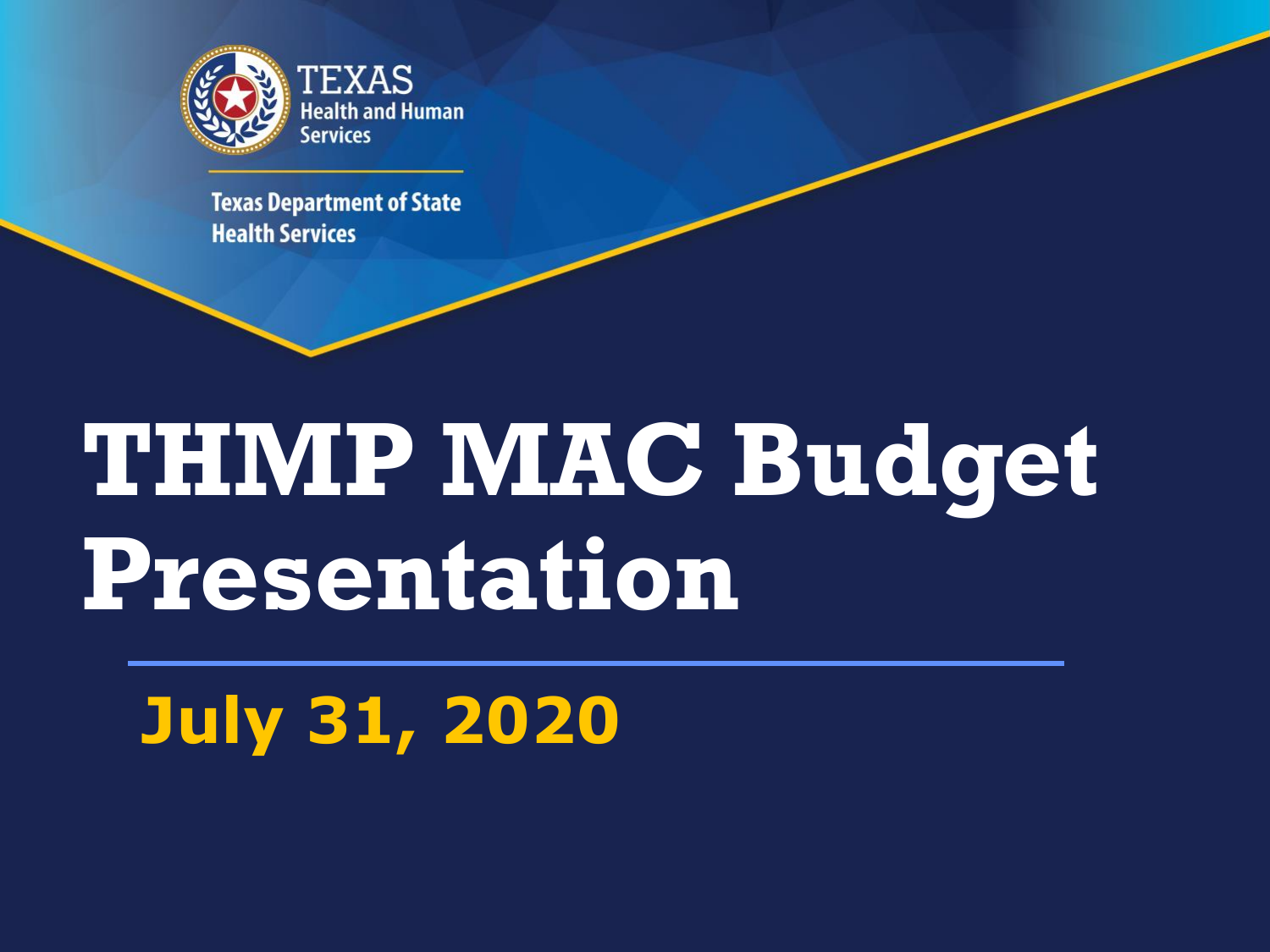TEXAS Health and Human Services

Texas Department of State Health Services

# THMP MAC Budget Presentation

**July 31, 2020**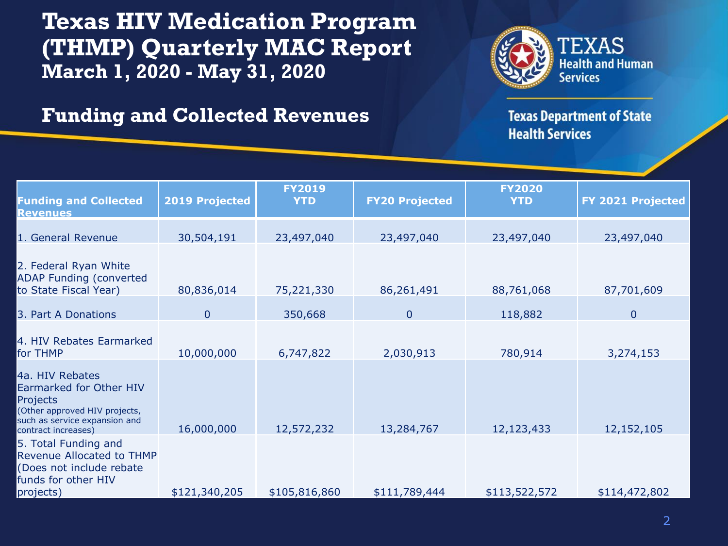# Texas HIV Medication Program (THMP) Quarterly MAC Report

## March 1, 2020 - May 31, 2020

Texas Health and Human Services

Texas Department of State Health Services

## Funding and Collected Revenues

| Funding and Collected Revenues | 2019 Projected | FY2019 YTD | FY20 Projected | FY2020 YTD | FY 2021 Projected |
|---|---|---|---|---|---|
| 1. General Revenue | 30,504,191 | 23,497,040 | 23,497,040 | 23,497,040 | 23,497,040 |
| 2. Federal Ryan White ADAP Funding (converted to State Fiscal Year) | 80,836,014 | 75,221,330 | 86,261,491 | 88,761,068 | 87,701,609 |
| 3. Part A Donations | 0 | 350,668 | 0 | 118,882 | 0 |
| 4. HIV Rebates Earmarked for THMP | 10,000,000 | 6,747,822 | 2,030,913 | 780,914 | 3,274,153 |
| 4a. HIV Rebates Earmarked for Other HIV Projects (Other approved HIV projects, such as service expansion and contract increases) | 16,000,000 | 12,572,232 | 13,284,767 | 12,123,433 | 12,152,105 |
| 5. Total Funding and Revenue Allocated to THMP (Does not include rebate funds for other HIV projects) | $121,340,205 | $105,816,860 | $111,789,444 | $113,522,572 | $114,472,802 |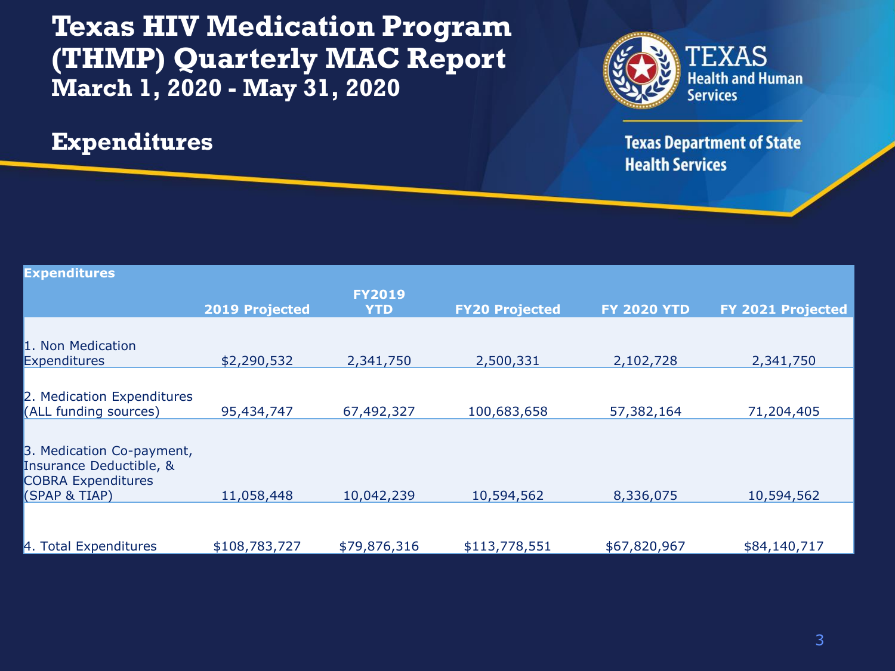# Texas HIV Medication Program (THMP) Quarterly MAC Report

## March 1, 2020 - May 31, 2020

Texas Health and Human Services

Texas Department of State Health Services

## Expenditures

| Expenditures | 2019 Projected | FY2019 YTD | FY20 Projected | FY 2020 YTD | FY 2021 Projected |
|---|---|---|---|---|---|
| 1. Non Medication Expenditures | $2,290,532 | 2,341,750 | 2,500,331 | 2,102,728 | 2,341,750 |
| 2. Medication Expenditures (ALL funding sources) | 95,434,747 | 67,492,327 | 100,683,658 | 57,382,164 | 71,204,405 |
| 3. Medication Co-payment, Insurance Deductible, & COBRA Expenditures (SPAP & TIAP) | 11,058,448 | 10,042,239 | 10,594,562 | 8,336,075 | 10,594,562 |
| 4. Total Expenditures | $108,783,727 | $79,876,316 | $113,778,551 | $67,820,967 | $84,140,717 |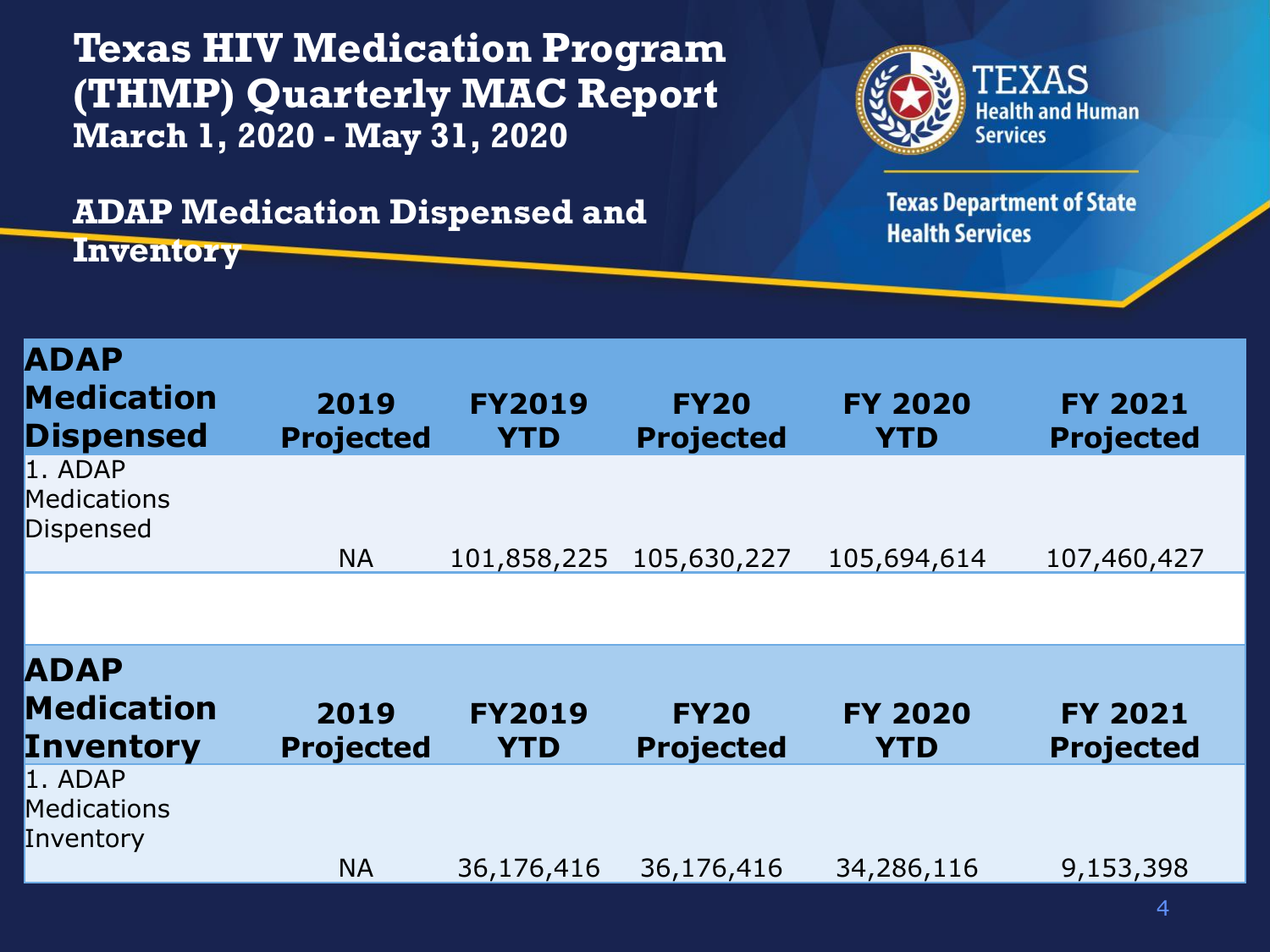# Texas HIV Medication Program (THMP) Quarterly MAC Report

**March 1, 2020 - May 31, 2020**

Texas Health and Human Services

Texas Department of State Health Services

## ADAP Medication Dispensed and Inventory

| ADAP Medication Dispensed | 2019 Projected | FY2019 YTD | FY20 Projected | FY 2020 YTD | FY 2021 Projected |
|---|---|---|---|---|---|
| 1. ADAP Medications Dispensed | NA | 101,858,225 | 105,630,227 | 105,694,614 | 107,460,427 |

| ADAP Medication Inventory | 2019 Projected | FY2019 YTD | FY20 Projected | FY 2020 YTD | FY 2021 Projected |
|---|---|---|---|---|---|
| 1. ADAP Medications Inventory | NA | 36,176,416 | 36,176,416 | 34,286,116 | 9,153,398 |